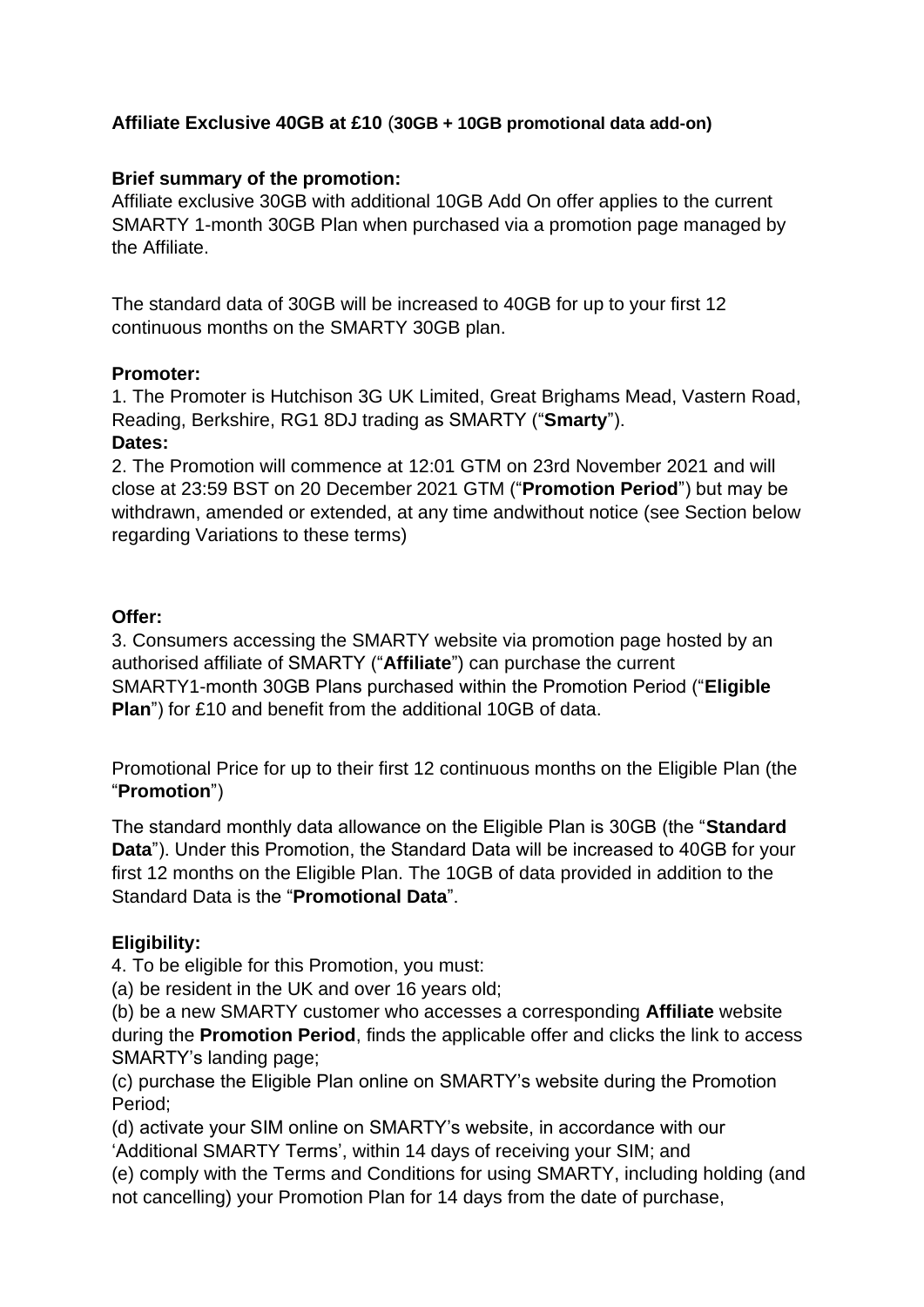**Affiliate Exclusive 40GB at £10** (**30GB + 10GB promotional data add-on)**

**Brief summary of the promotion:**

Affiliate exclusive 30GB with additional 10GB Add On offer applies to the current SMARTY 1-month 30GB Plan when purchased via a promotion page managed by the Affiliate.

The standard data of 30GB will be increased to 40GB for up to your first 12 continuous months on the SMARTY 30GB plan.

**Promoter:**

1. The Promoter is Hutchison 3G UK Limited, Great Brighams Mead, Vastern Road, Reading, Berkshire, RG1 8DJ trading as SMARTY ("**Smarty**").

**Dates:**

2. The Promotion will commence at 12:01 GTM on 23rd November 2021 and will close at 23:59 BST on 20 December 2021 GTM ("**Promotion Period**") but may be withdrawn, amended or extended, at any time andwithout notice (see Section below regarding Variations to these terms)

**Offer:**

3. Consumers accessing the SMARTY website via promotion page hosted by an authorised affiliate of SMARTY ("**Affiliate**") can purchase the current SMARTY1-month 30GB Plans purchased within the Promotion Period ("**Eligible Plan**") for £10 and benefit from the additional 10GB of data.

Promotional Price for up to their first 12 continuous months on the Eligible Plan (the "**Promotion**")

The standard monthly data allowance on the Eligible Plan is 30GB (the "**Standard Data**"). Under this Promotion, the Standard Data will be increased to 40GB for your first 12 months on the Eligible Plan. The 10GB of data provided in addition to the Standard Data is the "**Promotional Data**".

**Eligibility:**

4. To be eligible for this Promotion, you must:

(a) be resident in the UK and over 16 years old;

(b) be a new SMARTY customer who accesses a corresponding **Affiliate** website during the **Promotion Period**, finds the applicable offer and clicks the link to access SMARTY's landing page;

(c) purchase the Eligible Plan online on SMARTY's website during the Promotion Period;

(d) activate your SIM online on SMARTY's website, in accordance with our 'Additional SMARTY Terms', within 14 days of receiving your SIM; and

(e) comply with the Terms and Conditions for using SMARTY, including holding (and not cancelling) your Promotion Plan for 14 days from the date of purchase,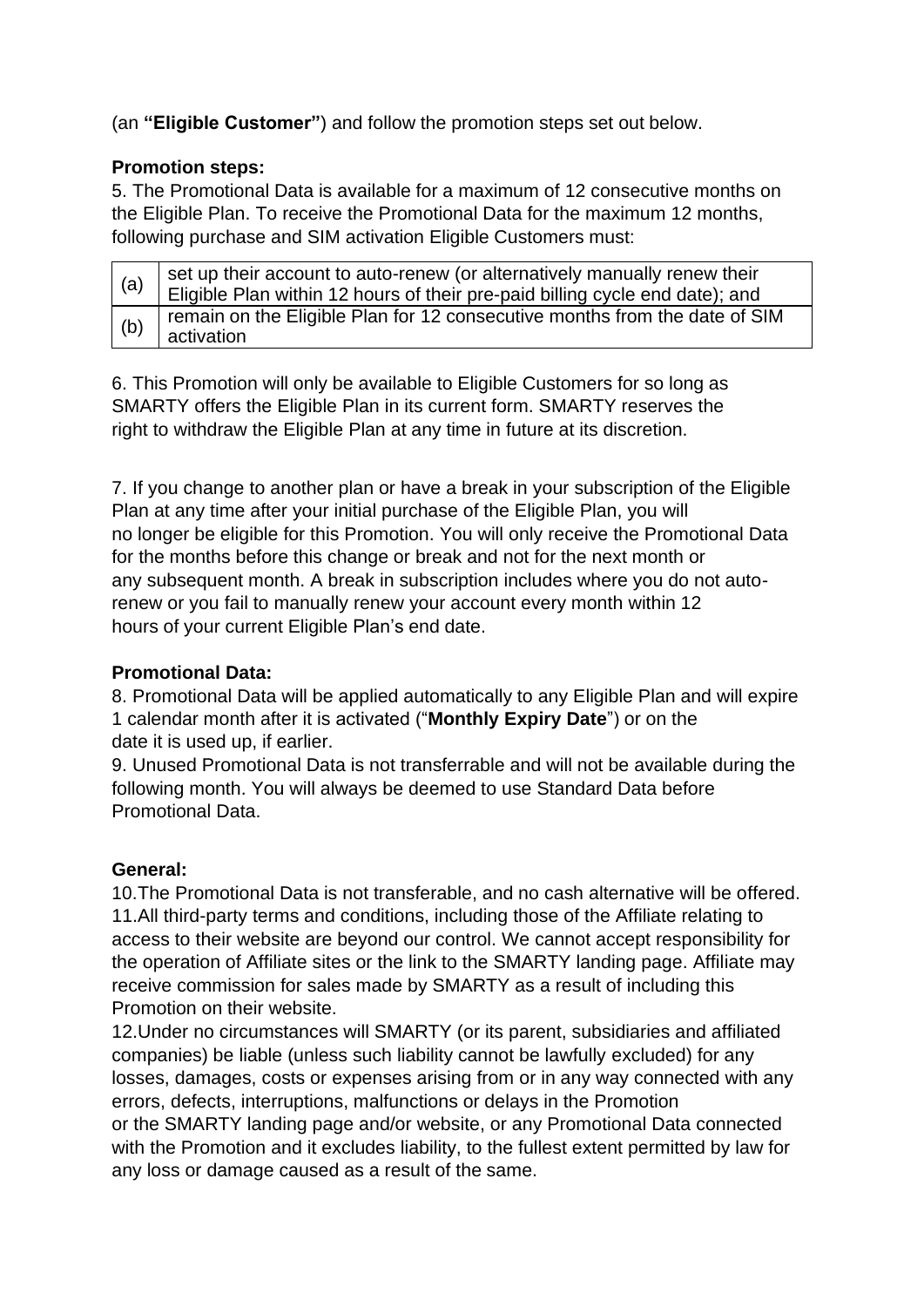(an **"Eligible Customer"**) and follow the promotion steps set out below.

**Promotion steps:**

5. The Promotional Data is available for a maximum of 12 consecutive months on the Eligible Plan. To receive the Promotional Data for the maximum 12 months, following purchase and SIM activation Eligible Customers must:

| | |
|---|---|
| (a) | set up their account to auto-renew (or alternatively manually renew their Eligible Plan within 12 hours of their pre-paid billing cycle end date); and |
| (b) | remain on the Eligible Plan for 12 consecutive months from the date of SIM activation |

6. This Promotion will only be available to Eligible Customers for so long as SMARTY offers the Eligible Plan in its current form. SMARTY reserves the right to withdraw the Eligible Plan at any time in future at its discretion.

7. If you change to another plan or have a break in your subscription of the Eligible Plan at any time after your initial purchase of the Eligible Plan, you will no longer be eligible for this Promotion. You will only receive the Promotional Data for the months before this change or break and not for the next month or any subsequent month. A break in subscription includes where you do not auto-renew or you fail to manually renew your account every month within 12 hours of your current Eligible Plan's end date.

**Promotional Data:**

8. Promotional Data will be applied automatically to any Eligible Plan and will expire 1 calendar month after it is activated ("**Monthly Expiry Date**") or on the date it is used up, if earlier.

9. Unused Promotional Data is not transferrable and will not be available during the following month. You will always be deemed to use Standard Data before Promotional Data.

**General:**

10.The Promotional Data is not transferable, and no cash alternative will be offered.

11.All third-party terms and conditions, including those of the Affiliate relating to access to their website are beyond our control. We cannot accept responsibility for the operation of Affiliate sites or the link to the SMARTY landing page. Affiliate may receive commission for sales made by SMARTY as a result of including this Promotion on their website.

12.Under no circumstances will SMARTY (or its parent, subsidiaries and affiliated companies) be liable (unless such liability cannot be lawfully excluded) for any losses, damages, costs or expenses arising from or in any way connected with any errors, defects, interruptions, malfunctions or delays in the Promotion or the SMARTY landing page and/or website, or any Promotional Data connected with the Promotion and it excludes liability, to the fullest extent permitted by law for any loss or damage caused as a result of the same.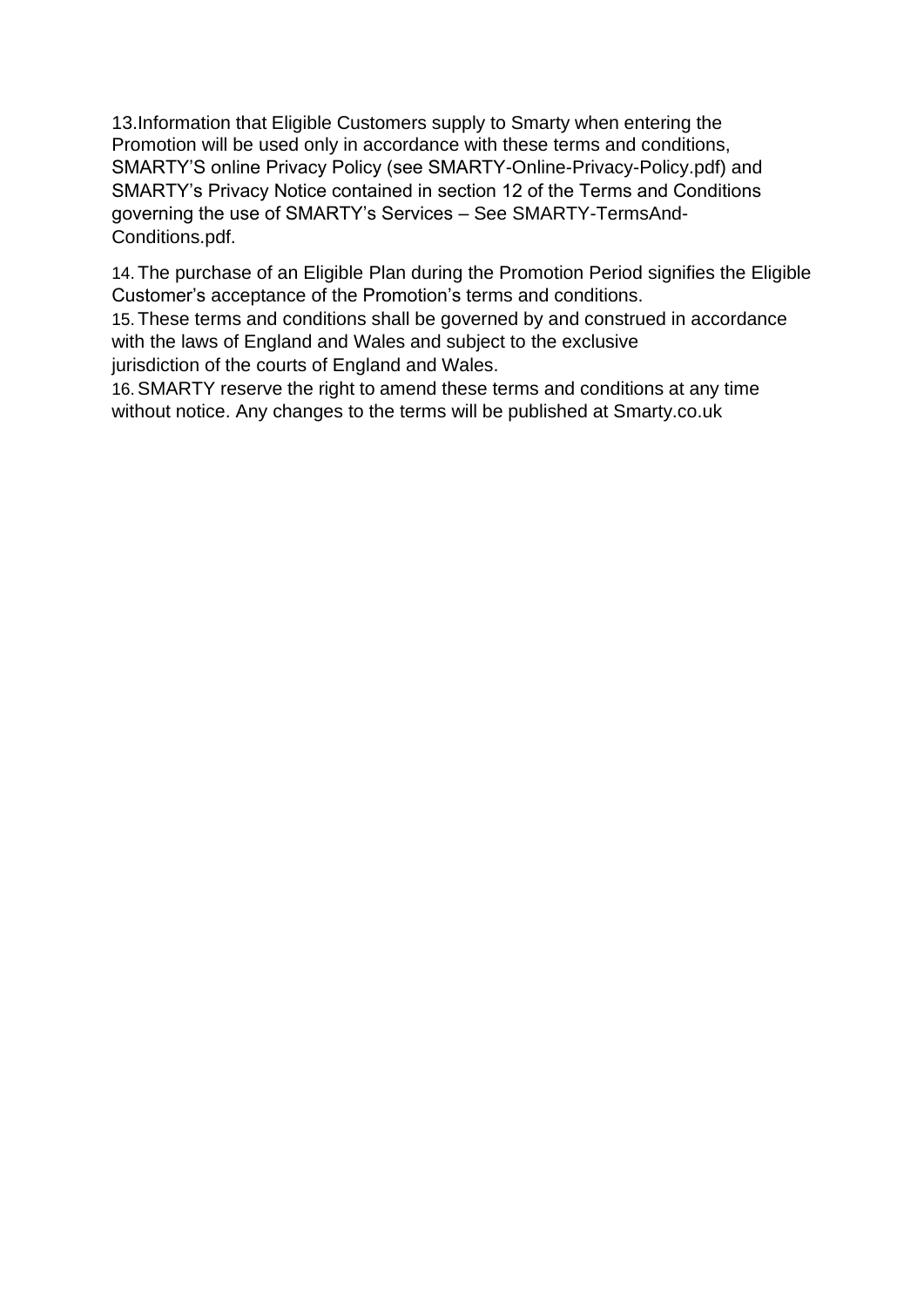13.Information that Eligible Customers supply to Smarty when entering the Promotion will be used only in accordance with these terms and conditions, SMARTY'S online Privacy Policy (see SMARTY-Online-Privacy-Policy.pdf) and SMARTY's Privacy Notice contained in section 12 of the Terms and Conditions governing the use of SMARTY's Services – See SMARTY-TermsAnd-Conditions.pdf.

14. The purchase of an Eligible Plan during the Promotion Period signifies the Eligible Customer's acceptance of the Promotion's terms and conditions.

15. These terms and conditions shall be governed by and construed in accordance with the laws of England and Wales and subject to the exclusive jurisdiction of the courts of England and Wales.

16. SMARTY reserve the right to amend these terms and conditions at any time without notice. Any changes to the terms will be published at Smarty.co.uk